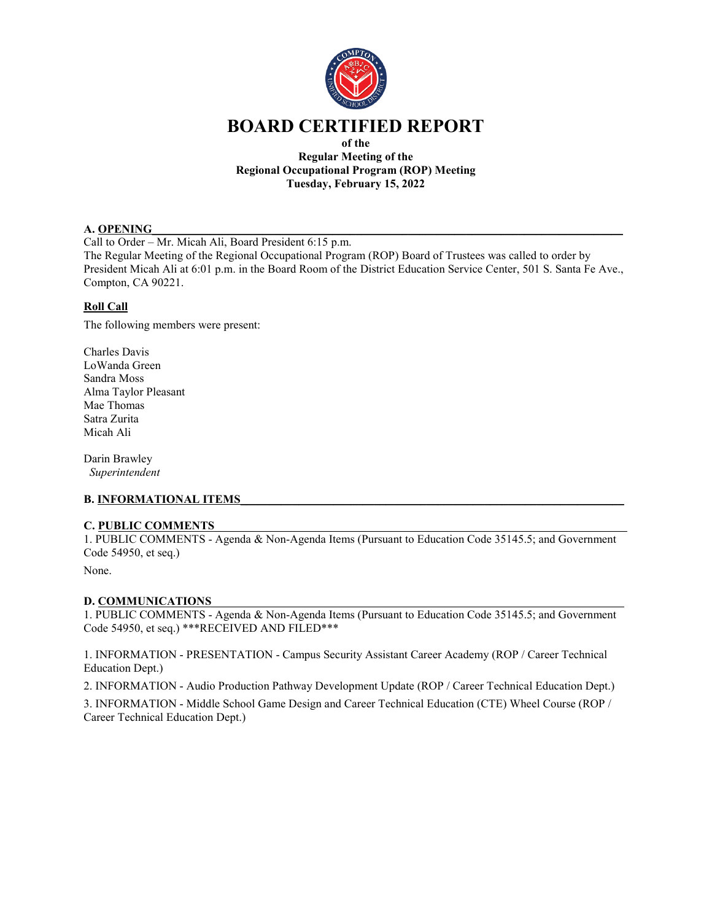# BOARD CERTIFIED REPORT

**of the**
**Regular Meeting of the**
**Regional Occupational Program (ROP) Meeting**
**Tuesday, February 15, 2022**

## A. OPENING

Call to Order – Mr. Micah Ali, Board President 6:15 p.m.
The Regular Meeting of the Regional Occupational Program (ROP) Board of Trustees was called to order by President Micah Ali at 6:01 p.m. in the Board Room of the District Education Service Center, 501 S. Santa Fe Ave., Compton, CA 90221.

### Roll Call

The following members were present:

Charles Davis
LoWanda Green
Sandra Moss
Alma Taylor Pleasant
Mae Thomas
Satra Zurita
Micah Ali

Darin Brawley
*Superintendent*

## B. INFORMATIONAL ITEMS

## C. PUBLIC COMMENTS

1. PUBLIC COMMENTS - Agenda & Non-Agenda Items (Pursuant to Education Code 35145.5; and Government Code 54950, et seq.)

None.

## D. COMMUNICATIONS

1. PUBLIC COMMENTS - Agenda & Non-Agenda Items (Pursuant to Education Code 35145.5; and Government Code 54950, et seq.) ***RECEIVED AND FILED***

1. INFORMATION - PRESENTATION - Campus Security Assistant Career Academy (ROP / Career Technical Education Dept.)

2. INFORMATION - Audio Production Pathway Development Update (ROP / Career Technical Education Dept.)

3. INFORMATION - Middle School Game Design and Career Technical Education (CTE) Wheel Course (ROP / Career Technical Education Dept.)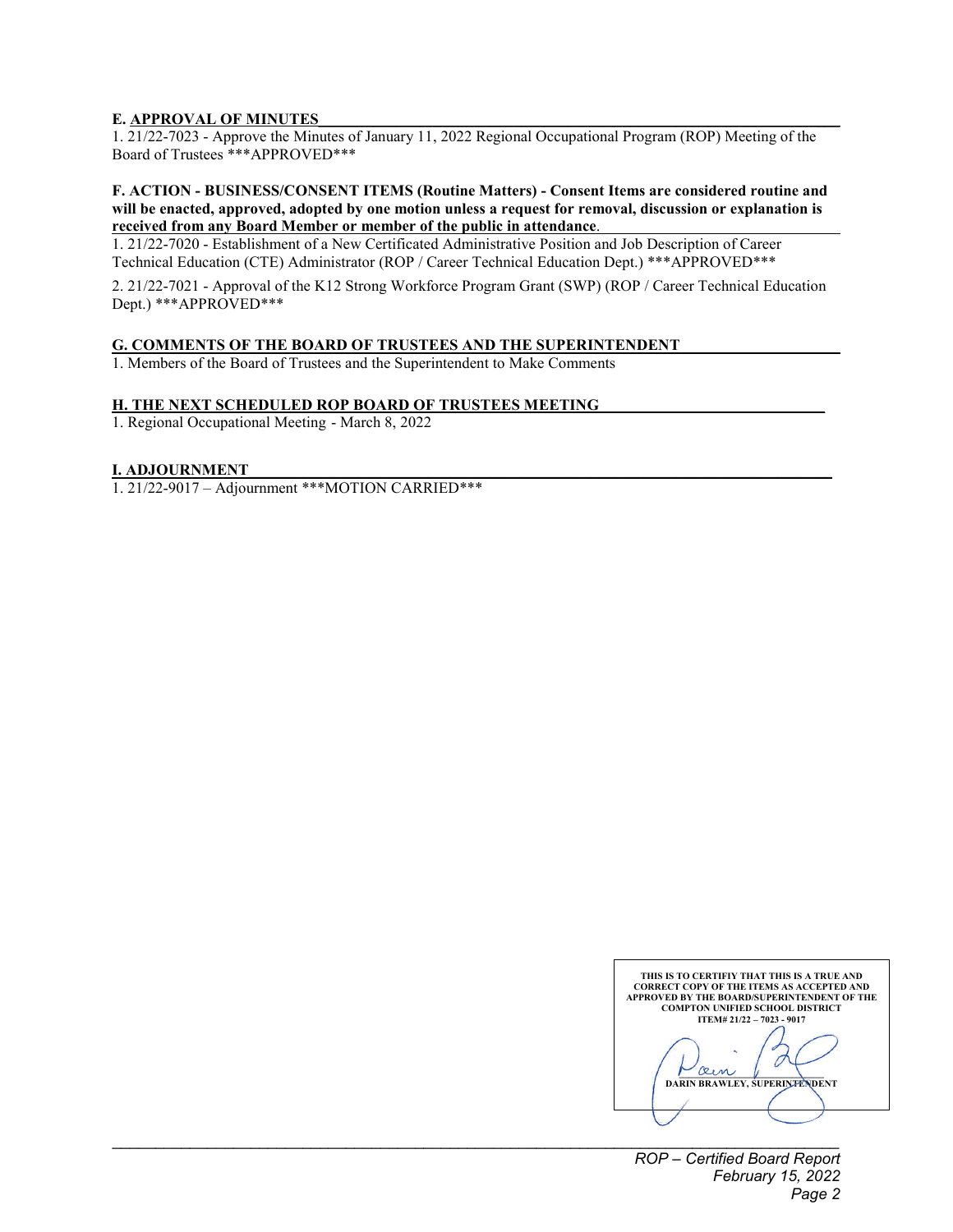## E. APPROVAL OF MINUTES

1. 21/22-7023 - Approve the Minutes of January 11, 2022 Regional Occupational Program (ROP) Meeting of the Board of Trustees ***APPROVED***

## F. ACTION - BUSINESS/CONSENT ITEMS (Routine Matters) - Consent Items are considered routine and will be enacted, approved, adopted by one motion unless a request for removal, discussion or explanation is received from any Board Member or member of the public in attendance.

1. 21/22-7020 - Establishment of a New Certificated Administrative Position and Job Description of Career Technical Education (CTE) Administrator (ROP / Career Technical Education Dept.) ***APPROVED***

2. 21/22-7021 - Approval of the K12 Strong Workforce Program Grant (SWP) (ROP / Career Technical Education Dept.) ***APPROVED***

## G. COMMENTS OF THE BOARD OF TRUSTEES AND THE SUPERINTENDENT

1. Members of the Board of Trustees and the Superintendent to Make Comments

## H. THE NEXT SCHEDULED ROP BOARD OF TRUSTEES MEETING

1. Regional Occupational Meeting - March 8, 2022

## I. ADJOURNMENT

1. 21/22-9017 – Adjournment ***MOTION CARRIED***

**THIS IS TO CERTIFIY THAT THIS IS A TRUE AND CORRECT COPY OF THE ITEMS AS ACCEPTED AND APPROVED BY THE BOARD/SUPERINTENDENT OF THE COMPTON UNIFIED SCHOOL DISTRICT**
**ITEM# 21/22 – 7023 - 9017**

**DARIN BRAWLEY, SUPERINTENDENT**